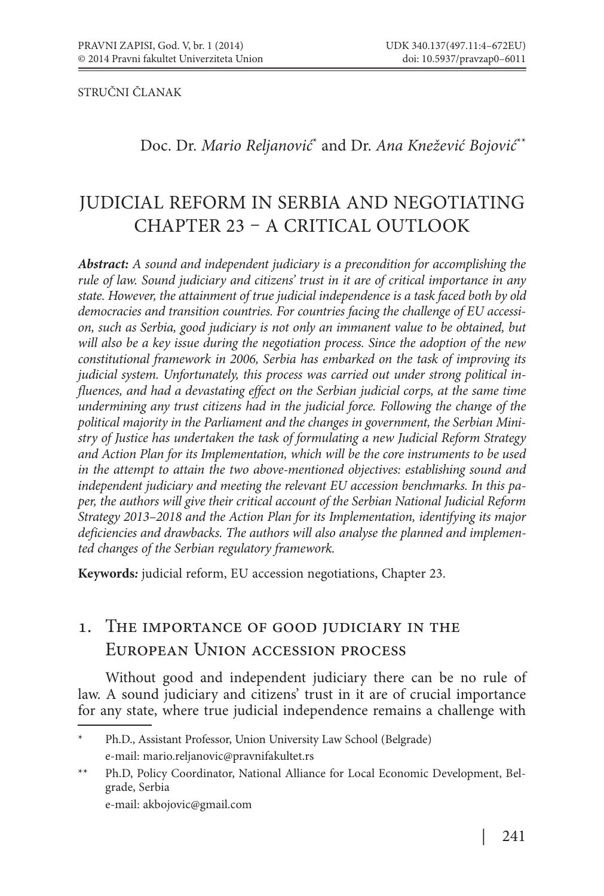STRUČNI ČLANAK

Doc. Dr. *Mario Reljanović*[*] and Dr. *Ana Knežević Bojović*[**]

# JUDICIAL REFORM IN SERBIA AND NEGOTIATING CHAPTER 23 – A CRITICAL OUTLOOK

***Abstract:*** *A sound and independent judiciary is a precondition for accomplishing the rule of law. Sound judiciary and citizens' trust in it are of critical importance in any state. However, the attainment of true judicial independence is a task faced both by old democracies and transition countries. For countries facing the challenge of EU accession, such as Serbia, good judiciary is not only an immanent value to be obtained, but will also be a key issue during the negotiation process. Since the adoption of the new constitutional framework in 2006, Serbia has embarked on the task of improving its judicial system. Unfortunately, this process was carried out under strong political influences, and had a devastating effect on the Serbian judicial corps, at the same time undermining any trust citizens had in the judicial force. Following the change of the political majority in the Parliament and the changes in government, the Serbian Ministry of Justice has undertaken the task of formulating a new Judicial Reform Strategy and Action Plan for its Implementation, which will be the core instruments to be used in the attempt to attain the two above-mentioned objectives: establishing sound and independent judiciary and meeting the relevant EU accession benchmarks. In this paper, the authors will give their critical account of the Serbian National Judicial Reform Strategy 2013–2018 and the Action Plan for its Implementation, identifying its major deficiencies and drawbacks. The authors will also analyse the planned and implemented changes of the Serbian regulatory framework.*

**Keywords:** judicial reform, EU accession negotiations, Chapter 23.

## 1. The importance of good judiciary in the European Union accession process

Without good and independent judiciary there can be no rule of law. A sound judiciary and citizens' trust in it are of crucial importance for any state, where true judicial independence remains a challenge with

---

[*] Ph.D., Assistant Professor, Union University Law School (Belgrade) e-mail: mario.reljanovic@pravnifakultet.rs

[**] Ph.D, Policy Coordinator, National Alliance for Local Economic Development, Belgrade, Serbia e-mail: akbojovic@gmail.com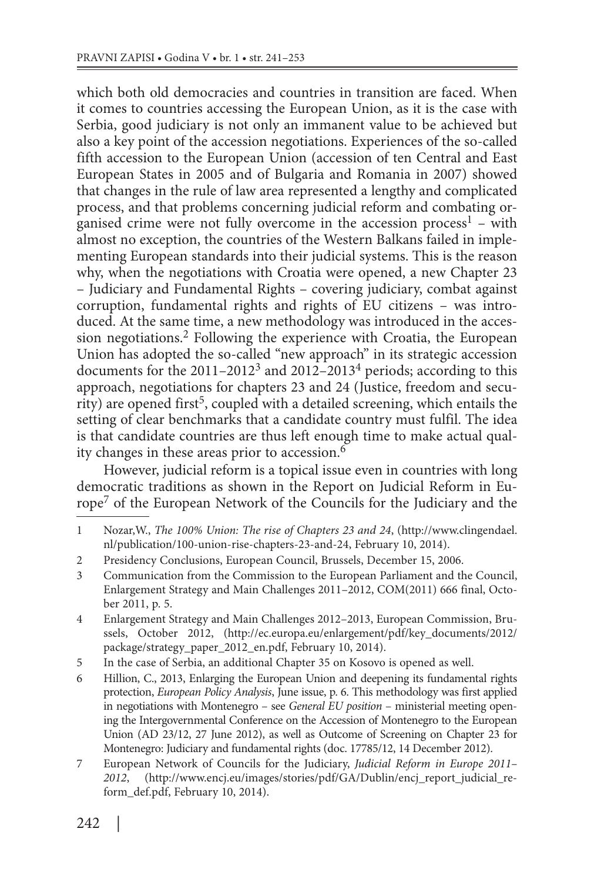which both old democracies and countries in transition are faced. When it comes to countries accessing the European Union, as it is the case with Serbia, good judiciary is not only an immanent value to be achieved but also a key point of the accession negotiations. Experiences of the so-called fifth accession to the European Union (accession of ten Central and East European States in 2005 and of Bulgaria and Romania in 2007) showed that changes in the rule of law area represented a lengthy and complicated process, and that problems concerning judicial reform and combating organised crime were not fully overcome in the accession process[1] – with almost no exception, the countries of the Western Balkans failed in implementing European standards into their judicial systems. This is the reason why, when the negotiations with Croatia were opened, a new Chapter 23 – Judiciary and Fundamental Rights – covering judiciary, combat against corruption, fundamental rights and rights of EU citizens – was introduced. At the same time, a new methodology was introduced in the accession negotiations.[2] Following the experience with Croatia, the European Union has adopted the so-called "new approach" in its strategic accession documents for the 2011–2012[3] and 2012–2013[4] periods; according to this approach, negotiations for chapters 23 and 24 (Justice, freedom and security) are opened first[5], coupled with a detailed screening, which entails the setting of clear benchmarks that a candidate country must fulfil. The idea is that candidate countries are thus left enough time to make actual quality changes in these areas prior to accession.[6]

However, judicial reform is a topical issue even in countries with long democratic traditions as shown in the Report on Judicial Reform in Europe[7] of the European Network of the Councils for the Judiciary and the

---

1 Nozar,W., *The 100% Union: The rise of Chapters 23 and 24*, (http://www.clingendael.nl/publication/100-union-rise-chapters-23-and-24, February 10, 2014).

2 Presidency Conclusions, European Council, Brussels, December 15, 2006.

3 Communication from the Commission to the European Parliament and the Council, Enlargement Strategy and Main Challenges 2011–2012, COM(2011) 666 final, October 2011, p. 5.

4 Enlargement Strategy and Main Challenges 2012–2013, European Commission, Brussels, October 2012, (http://ec.europa.eu/enlargement/pdf/key_documents/2012/package/strategy_paper_2012_en.pdf, February 10, 2014).

5 In the case of Serbia, an additional Chapter 35 on Kosovo is opened as well.

6 Hillion, C., 2013, Enlarging the European Union and deepening its fundamental rights protection, *European Policy Analysis*, June issue, p. 6. This methodology was first applied in negotiations with Montenegro – see *General EU position* – ministerial meeting opening the Intergovernmental Conference on the Accession of Montenegro to the European Union (AD 23/12, 27 June 2012), as well as Outcome of Screening on Chapter 23 for Montenegro: Judiciary and fundamental rights (doc. 17785/12, 14 December 2012).

7 European Network of Councils for the Judiciary, *Judicial Reform in Europe 2011–2012*, (http://www.encj.eu/images/stories/pdf/GA/Dublin/encj_report_judicial_reform_def.pdf, February 10, 2014).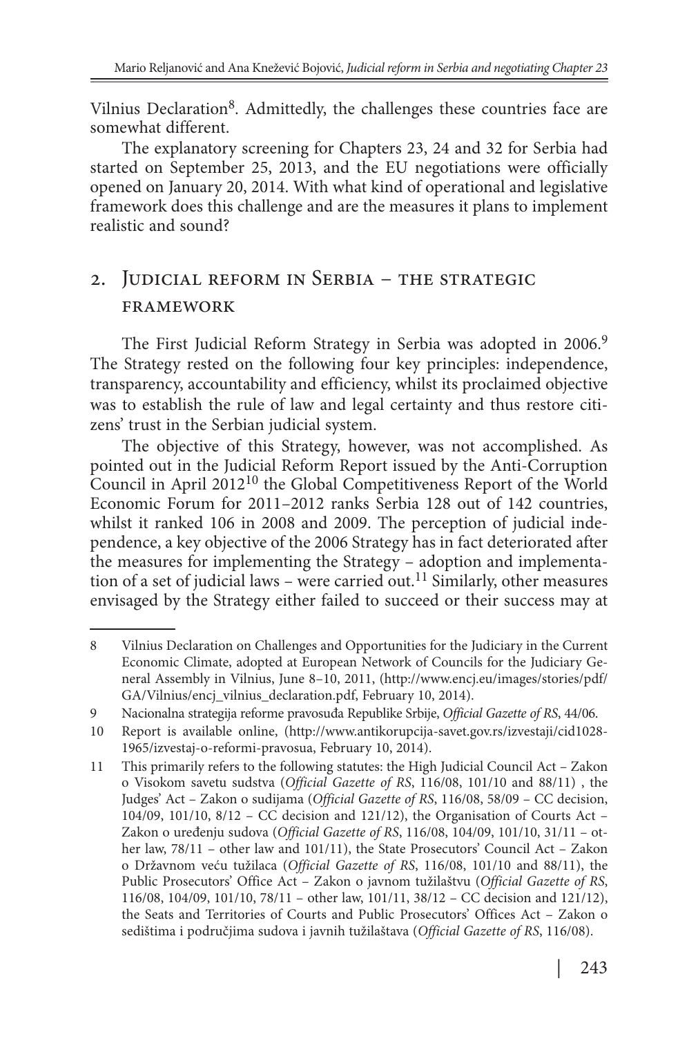Vilnius Declaration[8]. Admittedly, the challenges these countries face are somewhat different.

The explanatory screening for Chapters 23, 24 and 32 for Serbia had started on September 25, 2013, and the EU negotiations were officially opened on January 20, 2014. With what kind of operational and legislative framework does this challenge and are the measures it plans to implement realistic and sound?

## 2. Judicial reform in Serbia – the strategic framework

The First Judicial Reform Strategy in Serbia was adopted in 2006.[9] The Strategy rested on the following four key principles: independence, transparency, accountability and efficiency, whilst its proclaimed objective was to establish the rule of law and legal certainty and thus restore citizens' trust in the Serbian judicial system.

The objective of this Strategy, however, was not accomplished. As pointed out in the Judicial Reform Report issued by the Anti-Corruption Council in April 2012[10] the Global Competitiveness Report of the World Economic Forum for 2011–2012 ranks Serbia 128 out of 142 countries, whilst it ranked 106 in 2008 and 2009. The perception of judicial independence, a key objective of the 2006 Strategy has in fact deteriorated after the measures for implementing the Strategy – adoption and implementation of a set of judicial laws – were carried out.[11] Similarly, other measures envisaged by the Strategy either failed to succeed or their success may at

---

8 Vilnius Declaration on Challenges and Opportunities for the Judiciary in the Current Economic Climate, adopted at European Network of Councils for the Judiciary General Assembly in Vilnius, June 8–10, 2011, (http://www.encj.eu/images/stories/pdf/GA/Vilnius/encj_vilnius_declaration.pdf, February 10, 2014).

9 Nacionalna strategija reforme pravosuđa Republike Srbije, *Official Gazette of RS*, 44/06.

10 Report is available online, (http://www.antikorupcija-savet.gov.rs/izvestaji/cid1028-1965/izvestaj-o-reformi-pravosua, February 10, 2014).

11 This primarily refers to the following statutes: the High Judicial Council Act – Zakon o Visokom savetu sudstva (*Official Gazette of RS*, 116/08, 101/10 and 88/11) , the Judges' Act – Zakon o sudijama (*Official Gazette of RS*, 116/08, 58/09 – CC decision, 104/09, 101/10, 8/12 – CC decision and 121/12), the Organisation of Courts Act – Zakon o uređenju sudova (*Official Gazette of RS*, 116/08, 104/09, 101/10, 31/11 – other law, 78/11 – other law and 101/11), the State Prosecutors' Council Act – Zakon o Državnom veću tužilaca (*Official Gazette of RS*, 116/08, 101/10 and 88/11), the Public Prosecutors' Office Act – Zakon o javnom tužilaštvu (*Official Gazette of RS*, 116/08, 104/09, 101/10, 78/11 – other law, 101/11, 38/12 – CC decision and 121/12), the Seats and Territories of Courts and Public Prosecutors' Offices Act – Zakon o sedištima i područjima sudova i javnih tužilaštava (*Official Gazette of RS*, 116/08).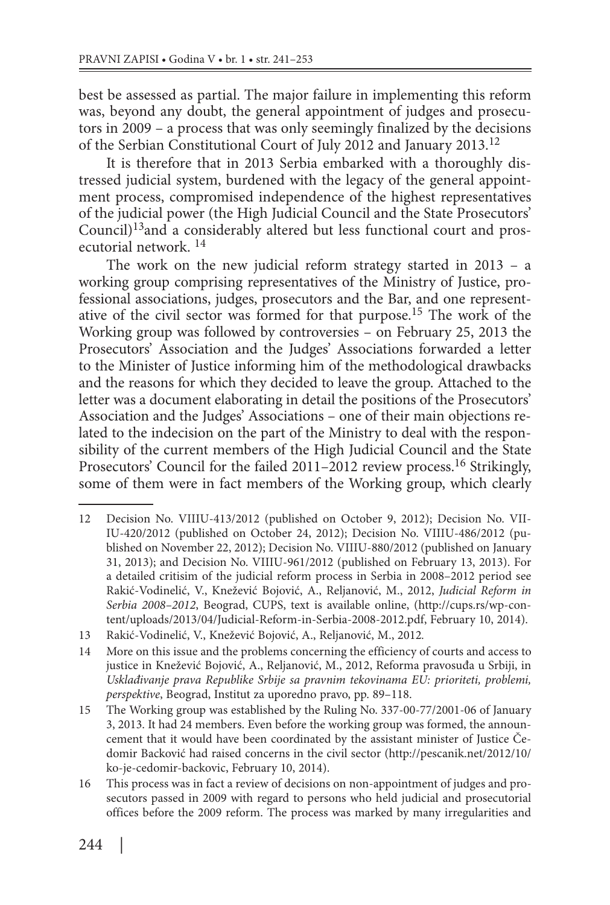best be assessed as partial. The major failure in implementing this reform was, beyond any doubt, the general appointment of judges and prosecutors in 2009 – a process that was only seemingly finalized by the decisions of the Serbian Constitutional Court of July 2012 and January 2013.[12]

It is therefore that in 2013 Serbia embarked with a thoroughly distressed judicial system, burdened with the legacy of the general appointment process, compromised independence of the highest representatives of the judicial power (the High Judicial Council and the State Prosecutors' Council)[13]and a considerably altered but less functional court and prosecutorial network. [14]

The work on the new judicial reform strategy started in 2013 – a working group comprising representatives of the Ministry of Justice, professional associations, judges, prosecutors and the Bar, and one representative of the civil sector was formed for that purpose.[15] The work of the Working group was followed by controversies – on February 25, 2013 the Prosecutors' Association and the Judges' Associations forwarded a letter to the Minister of Justice informing him of the methodological drawbacks and the reasons for which they decided to leave the group. Attached to the letter was a document elaborating in detail the positions of the Prosecutors' Association and the Judges' Associations – one of their main objections related to the indecision on the part of the Ministry to deal with the responsibility of the current members of the High Judicial Council and the State Prosecutors' Council for the failed 2011–2012 review process.[16] Strikingly, some of them were in fact members of the Working group, which clearly

---

12 Decision No. VIIIU-413/2012 (published on October 9, 2012); Decision No. VIIIU-420/2012 (published on October 24, 2012); Decision No. VIIIU-486/2012 (published on November 22, 2012); Decision No. VIIIU-880/2012 (published on January 31, 2013); and Decision No. VIIIU-961/2012 (published on February 13, 2013). For a detailed critisim of the judicial reform process in Serbia in 2008–2012 period see Rakić-Vodinelić, V., Knežević Bojović, A., Reljanović, M., 2012, *Judicial Reform in Serbia 2008–2012*, Beograd, CUPS, text is available online, (http://cups.rs/wp-content/uploads/2013/04/Judicial-Reform-in-Serbia-2008-2012.pdf, February 10, 2014).

13 Rakić-Vodinelić, V., Knežević Bojović, A., Reljanović, M., 2012.

14 More on this issue and the problems concerning the efficiency of courts and access to justice in Knežević Bojović, A., Reljanović, M., 2012, Reforma pravosuđa u Srbiji, in *Usklađivanje prava Republike Srbije sa pravnim tekovinama EU: prioriteti, problemi, perspektive*, Beograd, Institut za uporedno pravo, pp. 89–118.

15 The Working group was established by the Ruling No. 337-00-77/2001-06 of January 3, 2013. It had 24 members. Even before the working group was formed, the announcement that it would have been coordinated by the assistant minister of Justice Čedomir Backović had raised concerns in the civil sector (http://pescanik.net/2012/10/ko-je-cedomir-backovic, February 10, 2014).

16 This process was in fact a review of decisions on non-appointment of judges and prosecutors passed in 2009 with regard to persons who held judicial and prosecutorial offices before the 2009 reform. The process was marked by many irregularities and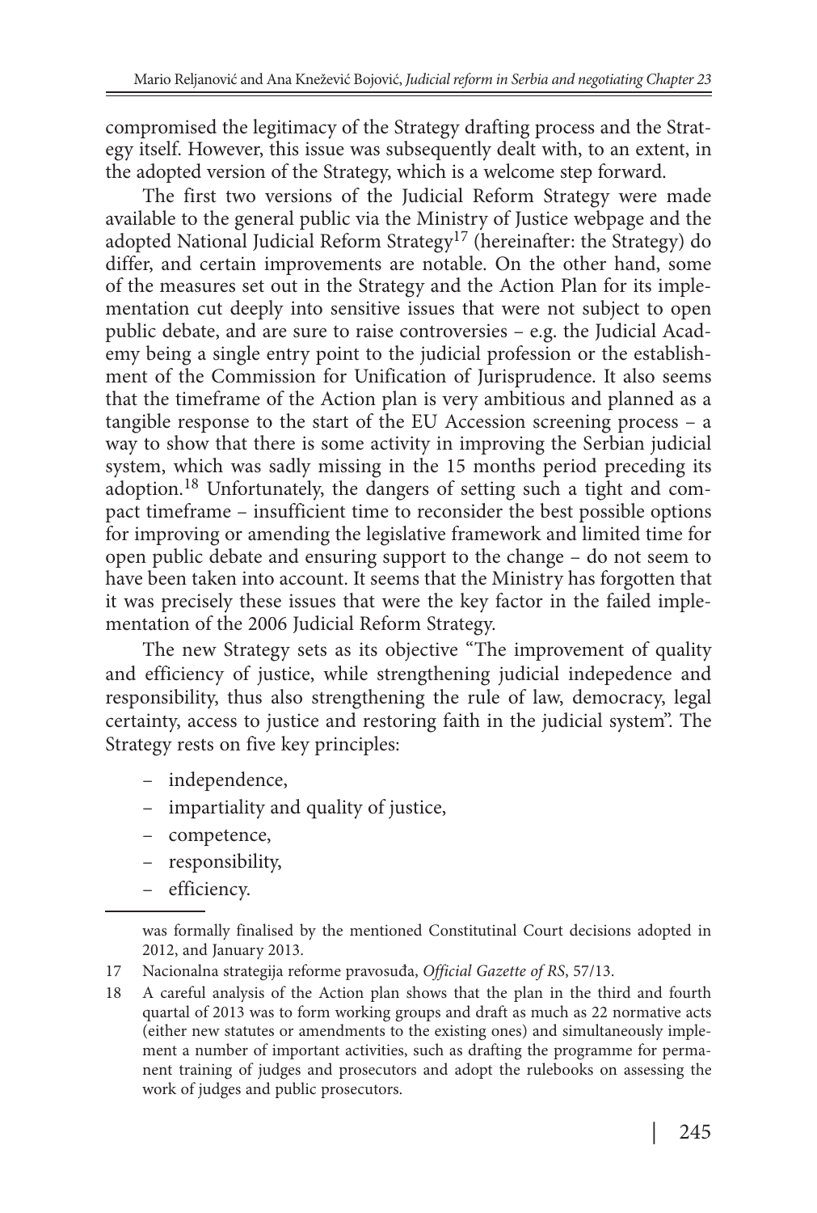compromised the legitimacy of the Strategy drafting process and the Strategy itself. However, this issue was subsequently dealt with, to an extent, in the adopted version of the Strategy, which is a welcome step forward.

The first two versions of the Judicial Reform Strategy were made available to the general public via the Ministry of Justice webpage and the adopted National Judicial Reform Strategy[17] (hereinafter: the Strategy) do differ, and certain improvements are notable. On the other hand, some of the measures set out in the Strategy and the Action Plan for its implementation cut deeply into sensitive issues that were not subject to open public debate, and are sure to raise controversies – e.g. the Judicial Academy being a single entry point to the judicial profession or the establishment of the Commission for Unification of Jurisprudence. It also seems that the timeframe of the Action plan is very ambitious and planned as a tangible response to the start of the EU Accession screening process – a way to show that there is some activity in improving the Serbian judicial system, which was sadly missing in the 15 months period preceding its adoption.[18] Unfortunately, the dangers of setting such a tight and compact timeframe – insufficient time to reconsider the best possible options for improving or amending the legislative framework and limited time for open public debate and ensuring support to the change – do not seem to have been taken into account. It seems that the Ministry has forgotten that it was precisely these issues that were the key factor in the failed implementation of the 2006 Judicial Reform Strategy.

The new Strategy sets as its objective "The improvement of quality and efficiency of justice, while strengthening judicial indepedence and responsibility, thus also strengthening the rule of law, democracy, legal certainty, access to justice and restoring faith in the judicial system". The Strategy rests on five key principles:

- independence,
- impartiality and quality of justice,
- competence,
- responsibility,
- efficiency.

---

was formally finalised by the mentioned Constitutinal Court decisions adopted in 2012, and January 2013.

17 Nacionalna strategija reforme pravosuđa, *Official Gazette of RS*, 57/13.

18 A careful analysis of the Action plan shows that the plan in the third and fourth quartal of 2013 was to form working groups and draft as much as 22 normative acts (either new statutes or amendments to the existing ones) and simultaneously implement a number of important activities, such as drafting the programme for permanent training of judges and prosecutors and adopt the rulebooks on assessing the work of judges and public prosecutors.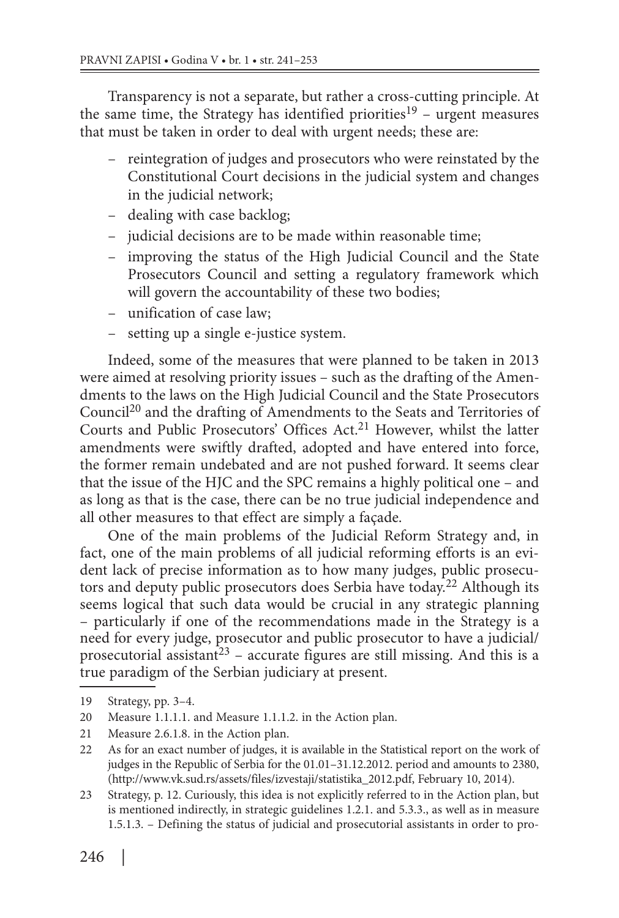Transparency is not a separate, but rather a cross-cutting principle. At the same time, the Strategy has identified priorities[19] – urgent measures that must be taken in order to deal with urgent needs; these are:

- reintegration of judges and prosecutors who were reinstated by the Constitutional Court decisions in the judicial system and changes in the judicial network;
- dealing with case backlog;
- judicial decisions are to be made within reasonable time;
- improving the status of the High Judicial Council and the State Prosecutors Council and setting a regulatory framework which will govern the accountability of these two bodies;
- unification of case law;
- setting up a single e-justice system.

Indeed, some of the measures that were planned to be taken in 2013 were aimed at resolving priority issues – such as the drafting of the Amendments to the laws on the High Judicial Council and the State Prosecutors Council[20] and the drafting of Amendments to the Seats and Territories of Courts and Public Prosecutors' Offices Act.[21] However, whilst the latter amendments were swiftly drafted, adopted and have entered into force, the former remain undebated and are not pushed forward. It seems clear that the issue of the HJC and the SPC remains a highly political one – and as long as that is the case, there can be no true judicial independence and all other measures to that effect are simply a façade.

One of the main problems of the Judicial Reform Strategy and, in fact, one of the main problems of all judicial reforming efforts is an evident lack of precise information as to how many judges, public prosecutors and deputy public prosecutors does Serbia have today.[22] Although its seems logical that such data would be crucial in any strategic planning – particularly if one of the recommendations made in the Strategy is a need for every judge, prosecutor and public prosecutor to have a judicial/prosecutorial assistant[23] – accurate figures are still missing. And this is a true paradigm of the Serbian judiciary at present.

---

19 Strategy, pp. 3–4.

20 Measure 1.1.1.1. and Measure 1.1.1.2. in the Action plan.

21 Measure 2.6.1.8. in the Action plan.

22 As for an exact number of judges, it is available in the Statistical report on the work of judges in the Republic of Serbia for the 01.01–31.12.2012. period and amounts to 2380, (http://www.vk.sud.rs/assets/files/izvestaji/statistika_2012.pdf, February 10, 2014).

23 Strategy, p. 12. Curiously, this idea is not explicitly referred to in the Action plan, but is mentioned indirectly, in strategic guidelines 1.2.1. and 5.3.3., as well as in measure 1.5.1.3. – Defining the status of judicial and prosecutorial assistants in order to pro-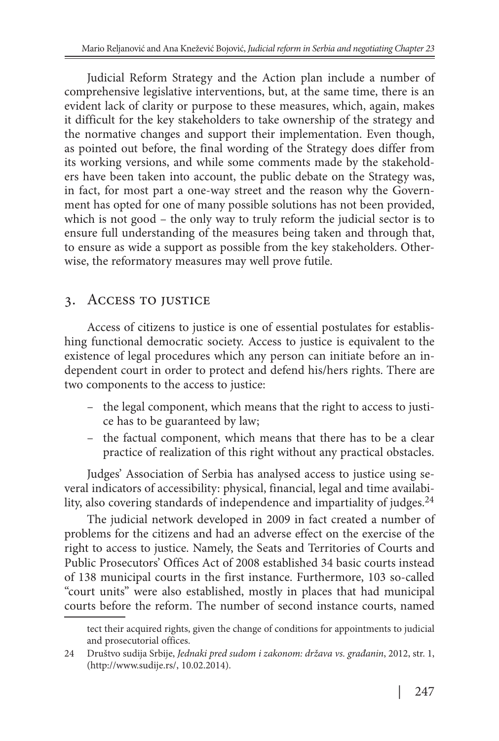Judicial Reform Strategy and the Action plan include a number of comprehensive legislative interventions, but, at the same time, there is an evident lack of clarity or purpose to these measures, which, again, makes it difficult for the key stakeholders to take ownership of the strategy and the normative changes and support their implementation. Even though, as pointed out before, the final wording of the Strategy does differ from its working versions, and while some comments made by the stakeholders have been taken into account, the public debate on the Strategy was, in fact, for most part a one-way street and the reason why the Government has opted for one of many possible solutions has not been provided, which is not good – the only way to truly reform the judicial sector is to ensure full understanding of the measures being taken and through that, to ensure as wide a support as possible from the key stakeholders. Otherwise, the reformatory measures may well prove futile.

## 3. Access to justice

Access of citizens to justice is one of essential postulates for establishing functional democratic society. Access to justice is equivalent to the existence of legal procedures which any person can initiate before an independent court in order to protect and defend his/hers rights. There are two components to the access to justice:

- the legal component, which means that the right to access to justice has to be guaranteed by law;
- the factual component, which means that there has to be a clear practice of realization of this right without any practical obstacles.

Judges' Association of Serbia has analysed access to justice using several indicators of accessibility: physical, financial, legal and time availability, also covering standards of independence and impartiality of judges.[24]

The judicial network developed in 2009 in fact created a number of problems for the citizens and had an adverse effect on the exercise of the right to access to justice. Namely, the Seats and Territories of Courts and Public Prosecutors' Offices Act of 2008 established 34 basic courts instead of 138 municipal courts in the first instance. Furthermore, 103 so-called "court units" were also established, mostly in places that had municipal courts before the reform. The number of second instance courts, named

---

tect their acquired rights, given the change of conditions for appointments to judicial and prosecutorial offices.

24 Društvo sudija Srbije, *Jednaki pred sudom i zakonom: država vs. građanin*, 2012, str. 1, (http://www.sudije.rs/, 10.02.2014).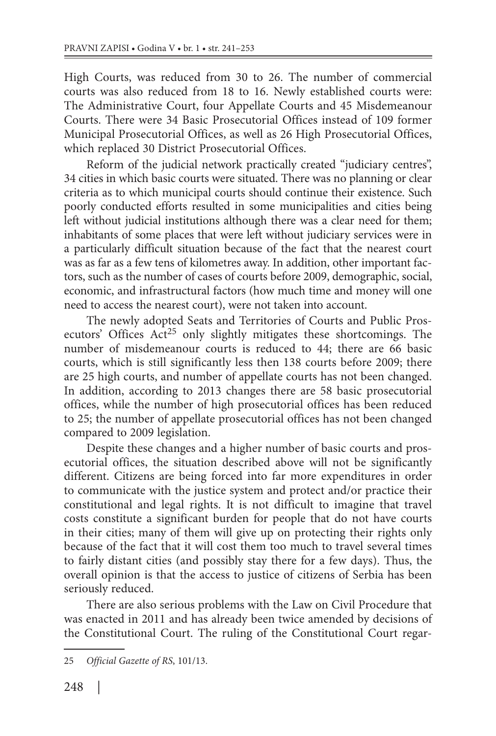High Courts, was reduced from 30 to 26. The number of commercial courts was also reduced from 18 to 16. Newly established courts were: The Administrative Court, four Appellate Courts and 45 Misdemeanour Courts. There were 34 Basic Prosecutorial Offices instead of 109 former Municipal Prosecutorial Offices, as well as 26 High Prosecutorial Offices, which replaced 30 District Prosecutorial Offices.

Reform of the judicial network practically created "judiciary centres", 34 cities in which basic courts were situated. There was no planning or clear criteria as to which municipal courts should continue their existence. Such poorly conducted efforts resulted in some municipalities and cities being left without judicial institutions although there was a clear need for them; inhabitants of some places that were left without judiciary services were in a particularly difficult situation because of the fact that the nearest court was as far as a few tens of kilometres away. In addition, other important factors, such as the number of cases of courts before 2009, demographic, social, economic, and infrastructural factors (how much time and money will one need to access the nearest court), were not taken into account.

The newly adopted Seats and Territories of Courts and Public Prosecutors' Offices Act[25] only slightly mitigates these shortcomings. The number of misdemeanour courts is reduced to 44; there are 66 basic courts, which is still significantly less then 138 courts before 2009; there are 25 high courts, and number of appellate courts has not been changed. In addition, according to 2013 changes there are 58 basic prosecutorial offices, while the number of high prosecutorial offices has been reduced to 25; the number of appellate prosecutorial offices has not been changed compared to 2009 legislation.

Despite these changes and a higher number of basic courts and prosecutorial offices, the situation described above will not be significantly different. Citizens are being forced into far more expenditures in order to communicate with the justice system and protect and/or practice their constitutional and legal rights. It is not difficult to imagine that travel costs constitute a significant burden for people that do not have courts in their cities; many of them will give up on protecting their rights only because of the fact that it will cost them too much to travel several times to fairly distant cities (and possibly stay there for a few days). Thus, the overall opinion is that the access to justice of citizens of Serbia has been seriously reduced.

There are also serious problems with the Law on Civil Procedure that was enacted in 2011 and has already been twice amended by decisions of the Constitutional Court. The ruling of the Constitutional Court regar-

---

25 *Official Gazette of RS*, 101/13.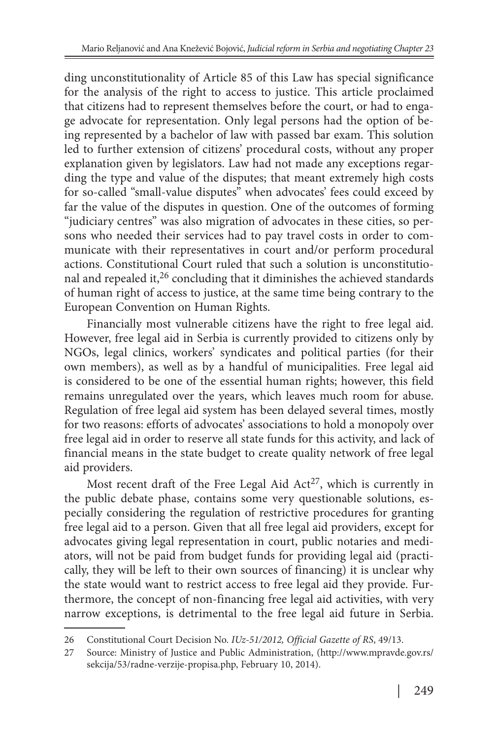ding unconstitutionality of Article 85 of this Law has special significance for the analysis of the right to access to justice. This article proclaimed that citizens had to represent themselves before the court, or had to engage advocate for representation. Only legal persons had the option of being represented by a bachelor of law with passed bar exam. This solution led to further extension of citizens' procedural costs, without any proper explanation given by legislators. Law had not made any exceptions regarding the type and value of the disputes; that meant extremely high costs for so-called "small-value disputes" when advocates' fees could exceed by far the value of the disputes in question. One of the outcomes of forming "judiciary centres" was also migration of advocates in these cities, so persons who needed their services had to pay travel costs in order to communicate with their representatives in court and/or perform procedural actions. Constitutional Court ruled that such a solution is unconstitutional and repealed it,[26] concluding that it diminishes the achieved standards of human right of access to justice, at the same time being contrary to the European Convention on Human Rights.

Financially most vulnerable citizens have the right to free legal aid. However, free legal aid in Serbia is currently provided to citizens only by NGOs, legal clinics, workers' syndicates and political parties (for their own members), as well as by a handful of municipalities. Free legal aid is considered to be one of the essential human rights; however, this field remains unregulated over the years, which leaves much room for abuse. Regulation of free legal aid system has been delayed several times, mostly for two reasons: efforts of advocates' associations to hold a monopoly over free legal aid in order to reserve all state funds for this activity, and lack of financial means in the state budget to create quality network of free legal aid providers.

Most recent draft of the Free Legal Aid Act[27], which is currently in the public debate phase, contains some very questionable solutions, especially considering the regulation of restrictive procedures for granting free legal aid to a person. Given that all free legal aid providers, except for advocates giving legal representation in court, public notaries and mediators, will not be paid from budget funds for providing legal aid (practically, they will be left to their own sources of financing) it is unclear why the state would want to restrict access to free legal aid they provide. Furthermore, the concept of non-financing free legal aid activities, with very narrow exceptions, is detrimental to the free legal aid future in Serbia.

---

26 Constitutional Court Decision No. *IUz-51/2012, Official Gazette of RS*, 49/13.

27 Source: Ministry of Justice and Public Administration, (http://www.mpravde.gov.rs/sekcija/53/radne-verzije-propisa.php, February 10, 2014).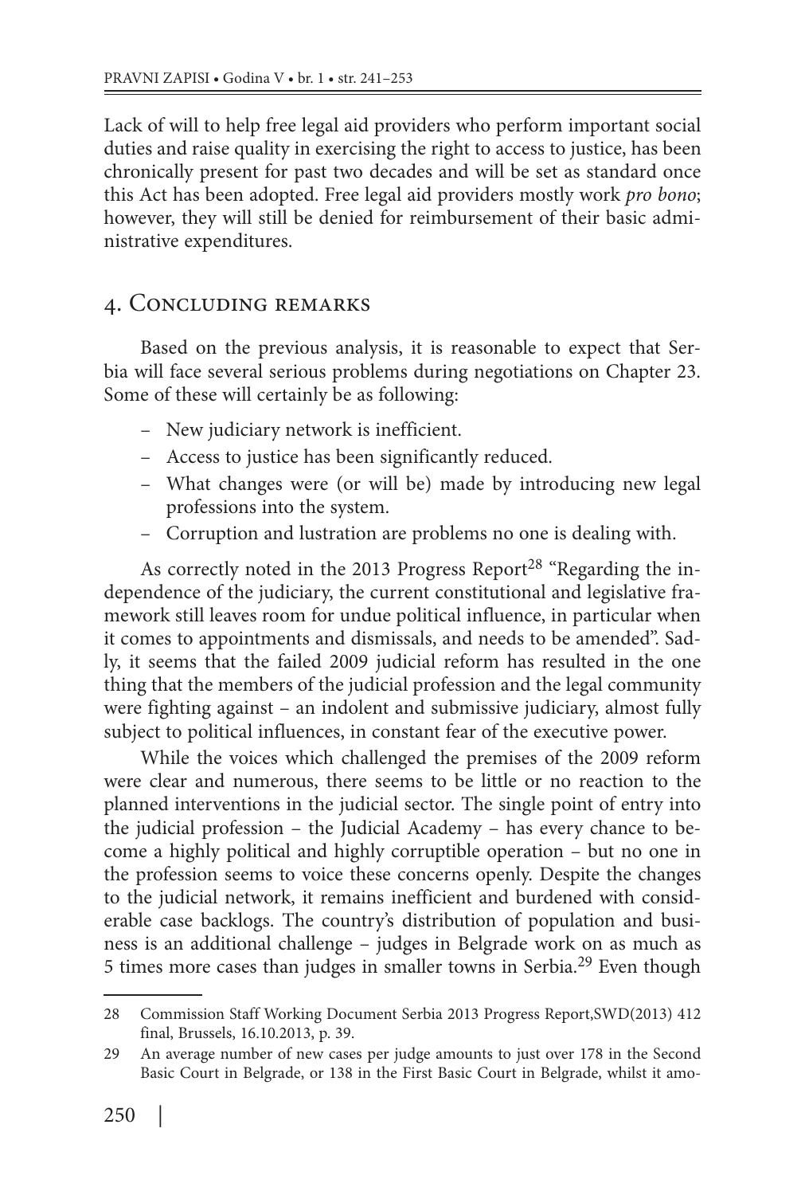Lack of will to help free legal aid providers who perform important social duties and raise quality in exercising the right to access to justice, has been chronically present for past two decades and will be set as standard once this Act has been adopted. Free legal aid providers mostly work *pro bono*; however, they will still be denied for reimbursement of their basic administrative expenditures.

## 4. Concluding remarks

Based on the previous analysis, it is reasonable to expect that Serbia will face several serious problems during negotiations on Chapter 23. Some of these will certainly be as following:

- New judiciary network is inefficient.
- Access to justice has been significantly reduced.
- What changes were (or will be) made by introducing new legal professions into the system.
- Corruption and lustration are problems no one is dealing with.

As correctly noted in the 2013 Progress Report[28] "Regarding the independence of the judiciary, the current constitutional and legislative framework still leaves room for undue political influence, in particular when it comes to appointments and dismissals, and needs to be amended". Sadly, it seems that the failed 2009 judicial reform has resulted in the one thing that the members of the judicial profession and the legal community were fighting against – an indolent and submissive judiciary, almost fully subject to political influences, in constant fear of the executive power.

While the voices which challenged the premises of the 2009 reform were clear and numerous, there seems to be little or no reaction to the planned interventions in the judicial sector. The single point of entry into the judicial profession – the Judicial Academy – has every chance to become a highly political and highly corruptible operation – but no one in the profession seems to voice these concerns openly. Despite the changes to the judicial network, it remains inefficient and burdened with considerable case backlogs. The country's distribution of population and business is an additional challenge – judges in Belgrade work on as much as 5 times more cases than judges in smaller towns in Serbia.[29] Even though

---

28 Commission Staff Working Document Serbia 2013 Progress Report,SWD(2013) 412 final, Brussels, 16.10.2013, p. 39.

29 An average number of new cases per judge amounts to just over 178 in the Second Basic Court in Belgrade, or 138 in the First Basic Court in Belgrade, whilst it amo-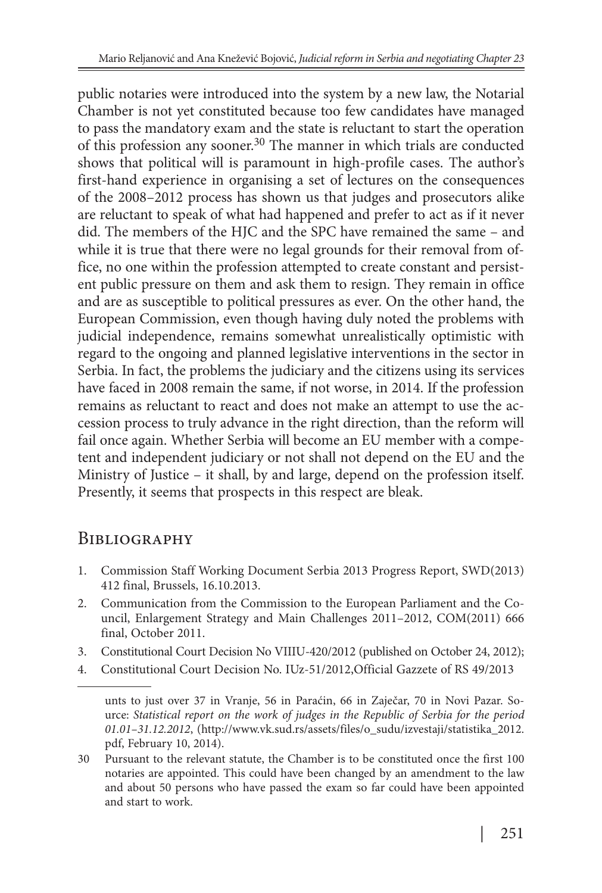public notaries were introduced into the system by a new law, the Notarial Chamber is not yet constituted because too few candidates have managed to pass the mandatory exam and the state is reluctant to start the operation of this profession any sooner.[30] The manner in which trials are conducted shows that political will is paramount in high-profile cases. The author's first-hand experience in organising a set of lectures on the consequences of the 2008–2012 process has shown us that judges and prosecutors alike are reluctant to speak of what had happened and prefer to act as if it never did. The members of the HJC and the SPC have remained the same – and while it is true that there were no legal grounds for their removal from office, no one within the profession attempted to create constant and persistent public pressure on them and ask them to resign. They remain in office and are as susceptible to political pressures as ever. On the other hand, the European Commission, even though having duly noted the problems with judicial independence, remains somewhat unrealistically optimistic with regard to the ongoing and planned legislative interventions in the sector in Serbia. In fact, the problems the judiciary and the citizens using its services have faced in 2008 remain the same, if not worse, in 2014. If the profession remains as reluctant to react and does not make an attempt to use the accession process to truly advance in the right direction, than the reform will fail once again. Whether Serbia will become an EU member with a competent and independent judiciary or not shall not depend on the EU and the Ministry of Justice – it shall, by and large, depend on the profession itself. Presently, it seems that prospects in this respect are bleak.

## Bibliography

1. Commission Staff Working Document Serbia 2013 Progress Report, SWD(2013) 412 final, Brussels, 16.10.2013.
2. Communication from the Commission to the European Parliament and the Council, Enlargement Strategy and Main Challenges 2011–2012, COM(2011) 666 final, October 2011.
3. Constitutional Court Decision No VIIIU-420/2012 (published on October 24, 2012);
4. Constitutional Court Decision No. IUz-51/2012,Official Gazzete of RS 49/2013

---

unts to just over 37 in Vranje, 56 in Paraćin, 66 in Zaječar, 70 in Novi Pazar. Source: *Statistical report on the work of judges in the Republic of Serbia for the period 01.01–31.12.2012*, (http://www.vk.sud.rs/assets/files/o_sudu/izvestaji/statistika_2012.pdf, February 10, 2014).

30 Pursuant to the relevant statute, the Chamber is to be constituted once the first 100 notaries are appointed. This could have been changed by an amendment to the law and about 50 persons who have passed the exam so far could have been appointed and start to work.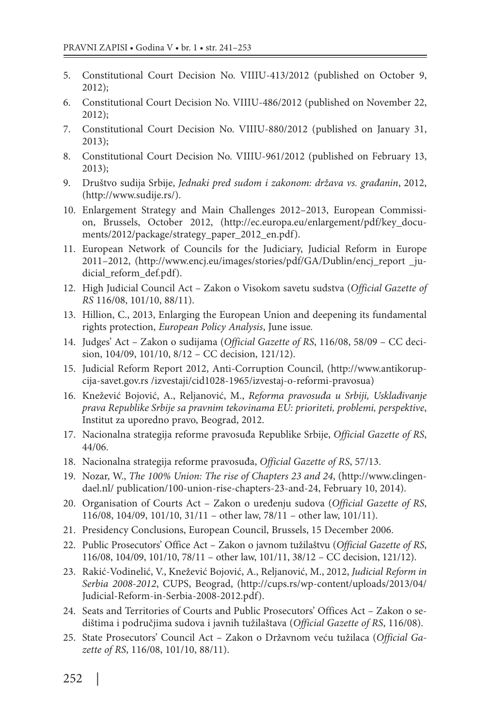5. Constitutional Court Decision No. VIIIU-413/2012 (published on October 9, 2012);
6. Constitutional Court Decision No. VIIIU-486/2012 (published on November 22, 2012);
7. Constitutional Court Decision No. VIIIU-880/2012 (published on January 31, 2013);
8. Constitutional Court Decision No. VIIIU-961/2012 (published on February 13, 2013);
9. Društvo sudija Srbije, *Jednaki pred sudom i zakonom: država vs. građanin*, 2012, (http://www.sudije.rs/).
10. Enlargement Strategy and Main Challenges 2012–2013, European Commission, Brussels, October 2012, (http://ec.europa.eu/enlargement/pdf/key_documents/2012/package/strategy_paper_2012_en.pdf).
11. European Network of Councils for the Judiciary, Judicial Reform in Europe 2011–2012, (http://www.encj.eu/images/stories/pdf/GA/Dublin/encj_report _judicial_reform_def.pdf).
12. High Judicial Council Act – Zakon o Visokom savetu sudstva (*Official Gazette of RS* 116/08, 101/10, 88/11).
13. Hillion, C., 2013, Enlarging the European Union and deepening its fundamental rights protection, *European Policy Analysis*, June issue*.*
14. Judges' Act – Zakon o sudijama (*Official Gazette of RS*, 116/08, 58/09 – CC decision, 104/09, 101/10, 8/12 – CC decision, 121/12).
15. Judicial Reform Report 2012, Anti-Corruption Council, (http://www.antikorupcija-savet.gov.rs /izvestaji/cid1028-1965/izvestaj-o-reformi-pravosua)
16. Knežević Bojović, A., Reljanović, M., *Reforma pravosuđa u Srbiji, Usklađivanje prava Republike Srbije sa pravnim tekovinama EU: prioriteti, problemi, perspektive*, Institut za uporedno pravo, Beograd, 2012.
17. Nacionalna strategija reforme pravosuđa Republike Srbije, *Official Gazette of RS*, 44/06.
18. Nacionalna strategija reforme pravosuđa, *Official Gazette of RS*, 57/13.
19. Nozar, W., *The 100% Union: The rise of Chapters 23 and 24*, (http://www.clingendael.nl/ publication/100-union-rise-chapters-23-and-24, February 10, 2014).
20. Organisation of Courts Act – Zakon o uređenju sudova (*Official Gazette of RS*, 116/08, 104/09, 101/10, 31/11 – other law, 78/11 – other law, 101/11).
21. Presidency Conclusions, European Council, Brussels, 15 December 2006.
22. Public Prosecutors' Office Act – Zakon o javnom tužilaštvu (*Official Gazette of RS*, 116/08, 104/09, 101/10, 78/11 – other law, 101/11, 38/12 – CC decision, 121/12).
23. Rakić-Vodinelić, V., Knežević Bojović, A., Reljanović, M., 2012, *Judicial Reform in Serbia 2008-2012*, CUPS, Beograd, (http://cups.rs/wp-content/uploads/2013/04/Judicial-Reform-in-Serbia-2008-2012.pdf).
24. Seats and Territories of Courts and Public Prosecutors' Offices Act – Zakon o sedištima i područjima sudova i javnih tužilaštava (*Official Gazette of RS*, 116/08).
25. State Prosecutors' Council Act – Zakon o Državnom veću tužilaca (*Official Gazette of RS*, 116/08, 101/10, 88/11).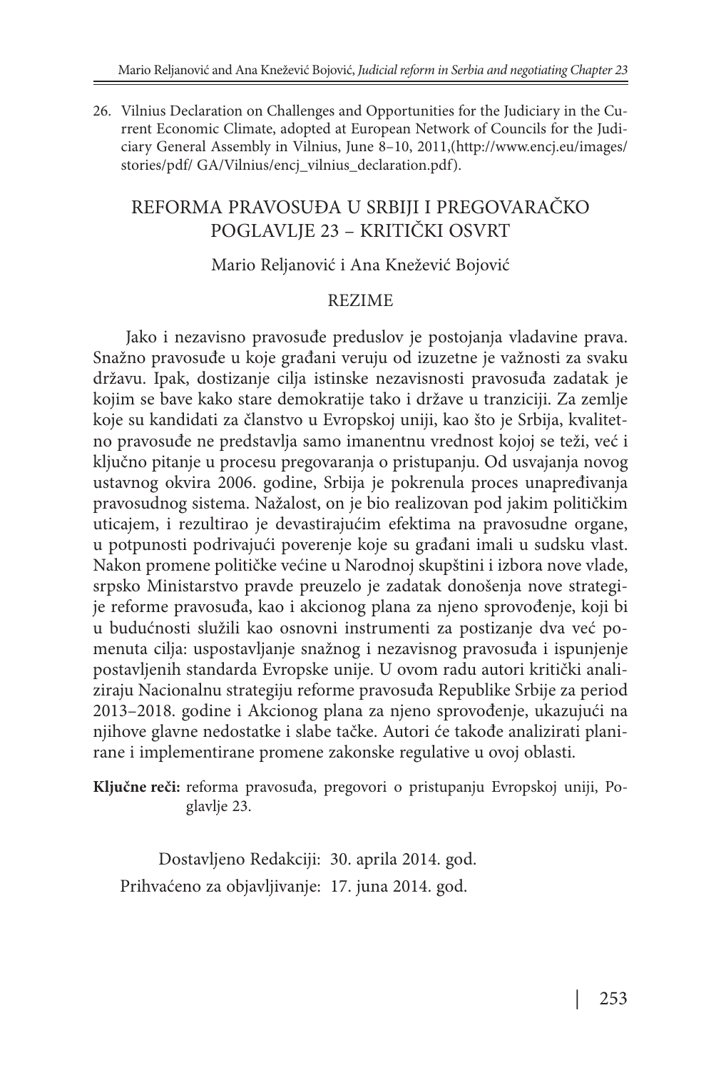26. Vilnius Declaration on Challenges and Opportunities for the Judiciary in the Current Economic Climate, adopted at European Network of Councils for the Judiciary General Assembly in Vilnius, June 8–10, 2011,(http://www.encj.eu/images/stories/pdf/ GA/Vilnius/encj_vilnius_declaration.pdf).

## REFORMA PRAVOSUĐA U SRBIJI I PREGOVARAČKO POGLAVLJE 23 – KRITIČKI OSVRT

Mario Reljanović i Ana Knežević Bojović

### REZIME

Jako i nezavisno pravosuđe preduslov je postojanja vladavine prava. Snažno pravosuđe u koje građani veruju od izuzetne je važnosti za svaku državu. Ipak, dostizanje cilja istinske nezavisnosti pravosuđa zadatak je kojim se bave kako stare demokratije tako i države u tranziciji. Za zemlje koje su kandidati za članstvo u Evropskoj uniji, kao što je Srbija, kvalitetno pravosuđe ne predstavlja samo imanentnu vrednost kojoj se teži, već i ključno pitanje u procesu pregovaranja o pristupanju. Od usvajanja novog ustavnog okvira 2006. godine, Srbija je pokrenula proces unapređivanja pravosudnog sistema. Nažalost, on je bio realizovan pod jakim političkim uticajem, i rezultirao je devastirajućim efektima na pravosudne organe, u potpunosti podrivajući poverenje koje su građani imali u sudsku vlast. Nakon promene političke većine u Narodnoj skupštini i izbora nove vlade, srpsko Ministarstvo pravde preuzelo je zadatak donošenja nove strategije reforme pravosuđa, kao i akcionog plana za njeno sprovođenje, koji bi u budućnosti služili kao osnovni instrumenti za postizanje dva već pomenuta cilja: uspostavljanje snažnog i nezavisnog pravosuđa i ispunjenje postavljenih standarda Evropske unije. U ovom radu autori kritički analiziraju Nacionalnu strategiju reforme pravosuđa Republike Srbije za period 2013–2018. godine i Akcionog plana za njeno sprovođenje, ukazujući na njihove glavne nedostatke i slabe tačke. Autori će takođe analizirati planirane i implementirane promene zakonske regulative u ovoj oblasti.

**Ključne reči:** reforma pravosuđa, pregovori o pristupanju Evropskoj uniji, Poglavlje 23.

Dostavljeno Redakciji: 30. aprila 2014. god.

Prihvaćeno za objavljivanje: 17. juna 2014. god.